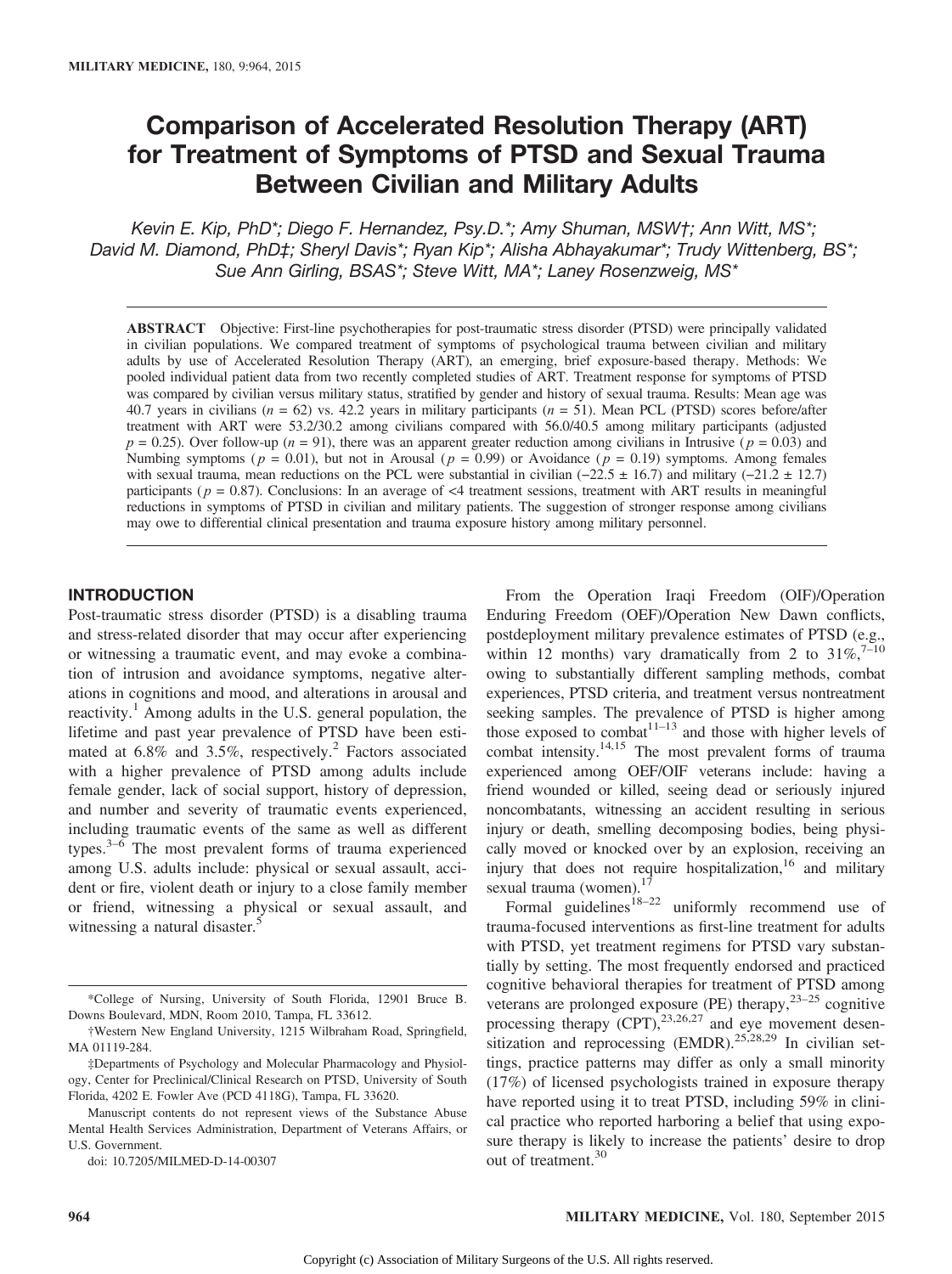# Comparison of Accelerated Resolution Therapy (ART) for Treatment of Symptoms of PTSD and Sexual Trauma Between Civilian and Military Adults

*Kevin E. Kip, PhD\*; Diego F. Hernandez, Psy.D.\*; Amy Shuman, MSW†; Ann Witt, MS\*; David M. Diamond, PhD‡; Sheryl Davis\*; Ryan Kip\*; Alisha Abhayakumar\*; Trudy Wittenberg, BS\*; Sue Ann Girling, BSAS\*; Steve Witt, MA\*; Laney Rosenzweig, MS\**

**ABSTRACT** Objective: First-line psychotherapies for post-traumatic stress disorder (PTSD) were principally validated in civilian populations. We compared treatment of symptoms of psychological trauma between civilian and military adults by use of Accelerated Resolution Therapy (ART), an emerging, brief exposure-based therapy. Methods: We pooled individual patient data from two recently completed studies of ART. Treatment response for symptoms of PTSD was compared by civilian versus military status, stratified by gender and history of sexual trauma. Results: Mean age was 40.7 years in civilians ($n = 62$) vs. 42.2 years in military participants ($n = 51$). Mean PCL (PTSD) scores before/after treatment with ART were 53.2/30.2 among civilians compared with 56.0/40.5 among military participants (adjusted $p = 0.25$). Over follow-up ($n = 91$), there was an apparent greater reduction among civilians in Intrusive ($p = 0.03$) and Numbing symptoms ($p = 0.01$), but not in Arousal ($p = 0.99$) or Avoidance ($p = 0.19$) symptoms. Among females with sexual trauma, mean reductions on the PCL were substantial in civilian (−22.5 ± 16.7) and military (−21.2 ± 12.7) participants ($p = 0.87$). Conclusions: In an average of <4 treatment sessions, treatment with ART results in meaningful reductions in symptoms of PTSD in civilian and military patients. The suggestion of stronger response among civilians may owe to differential clinical presentation and trauma exposure history among military personnel.

## INTRODUCTION

Post-traumatic stress disorder (PTSD) is a disabling trauma and stress-related disorder that may occur after experiencing or witnessing a traumatic event, and may evoke a combination of intrusion and avoidance symptoms, negative alterations in cognitions and mood, and alterations in arousal and reactivity.[1] Among adults in the U.S. general population, the lifetime and past year prevalence of PTSD have been estimated at 6.8% and 3.5%, respectively.[2] Factors associated with a higher prevalence of PTSD among adults include female gender, lack of social support, history of depression, and number and severity of traumatic events experienced, including traumatic events of the same as well as different types.[3–6] The most prevalent forms of trauma experienced among U.S. adults include: physical or sexual assault, accident or fire, violent death or injury to a close family member or friend, witnessing a physical or sexual assault, and witnessing a natural disaster.[5]

From the Operation Iraqi Freedom (OIF)/Operation Enduring Freedom (OEF)/Operation New Dawn conflicts, postdeployment military prevalence estimates of PTSD (e.g., within 12 months) vary dramatically from 2 to 31%,[7–10] owing to substantially different sampling methods, combat experiences, PTSD criteria, and treatment versus nontreatment seeking samples. The prevalence of PTSD is higher among those exposed to combat[11–13] and those with higher levels of combat intensity.[14,15] The most prevalent forms of trauma experienced among OEF/OIF veterans include: having a friend wounded or killed, seeing dead or seriously injured noncombatants, witnessing an accident resulting in serious injury or death, smelling decomposing bodies, being physically moved or knocked over by an explosion, receiving an injury that does not require hospitalization,[16] and military sexual trauma (women).[17]

Formal guidelines[18–22] uniformly recommend use of trauma-focused interventions as first-line treatment for adults with PTSD, yet treatment regimens for PTSD vary substantially by setting. The most frequently endorsed and practiced cognitive behavioral therapies for treatment of PTSD among veterans are prolonged exposure (PE) therapy,[23–25] cognitive processing therapy (CPT),[23,26,27] and eye movement desensitization and reprocessing (EMDR).[25,28,29] In civilian settings, practice patterns may differ as only a small minority (17%) of licensed psychologists trained in exposure therapy have reported using it to treat PTSD, including 59% in clinical practice who reported harboring a belief that using exposure therapy is likely to increase the patients' desire to drop out of treatment.[30]

---

\*College of Nursing, University of South Florida, 12901 Bruce B. Downs Boulevard, MDN, Room 2010, Tampa, FL 33612.

†Western New England University, 1215 Wilbraham Road, Springfield, MA 01119-284.

‡Departments of Psychology and Molecular Pharmacology and Physiology, Center for Preclinical/Clinical Research on PTSD, University of South Florida, 4202 E. Fowler Ave (PCD 4118G), Tampa, FL 33620.

Manuscript contents do not represent views of the Substance Abuse Mental Health Services Administration, Department of Veterans Affairs, or U.S. Government.

doi: 10.7205/MILMED-D-14-00307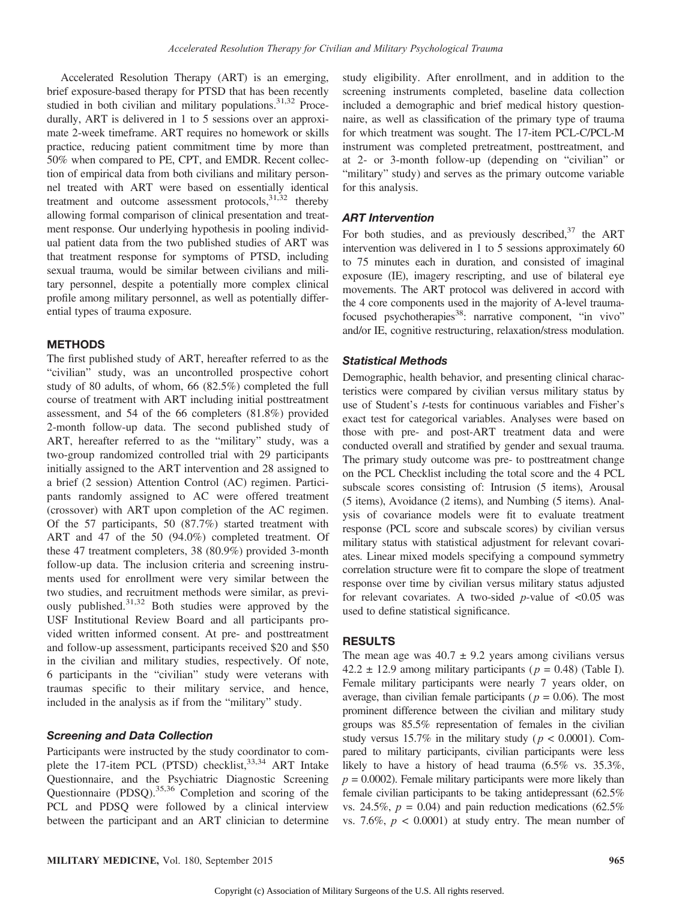Accelerated Resolution Therapy (ART) is an emerging, brief exposure-based therapy for PTSD that has been recently studied in both civilian and military populations.[31,32] Procedurally, ART is delivered in 1 to 5 sessions over an approximate 2-week timeframe. ART requires no homework or skills practice, reducing patient commitment time by more than 50% when compared to PE, CPT, and EMDR. Recent collection of empirical data from both civilians and military personnel treated with ART were based on essentially identical treatment and outcome assessment protocols,[31,32] thereby allowing formal comparison of clinical presentation and treatment response. Our underlying hypothesis in pooling individual patient data from the two published studies of ART was that treatment response for symptoms of PTSD, including sexual trauma, would be similar between civilians and military personnel, despite a potentially more complex clinical profile among military personnel, as well as potentially differential types of trauma exposure.

## METHODS

The first published study of ART, hereafter referred to as the "civilian" study, was an uncontrolled prospective cohort study of 80 adults, of whom, 66 (82.5%) completed the full course of treatment with ART including initial posttreatment assessment, and 54 of the 66 completers (81.8%) provided 2-month follow-up data. The second published study of ART, hereafter referred to as the "military" study, was a two-group randomized controlled trial with 29 participants initially assigned to the ART intervention and 28 assigned to a brief (2 session) Attention Control (AC) regimen. Participants randomly assigned to AC were offered treatment (crossover) with ART upon completion of the AC regimen. Of the 57 participants, 50 (87.7%) started treatment with ART and 47 of the 50 (94.0%) completed treatment. Of these 47 treatment completers, 38 (80.9%) provided 3-month follow-up data. The inclusion criteria and screening instruments used for enrollment were very similar between the two studies, and recruitment methods were similar, as previously published.[31,32] Both studies were approved by the USF Institutional Review Board and all participants provided written informed consent. At pre- and posttreatment and follow-up assessment, participants received $20 and $50 in the civilian and military studies, respectively. Of note, 6 participants in the "civilian" study were veterans with traumas specific to their military service, and hence, included in the analysis as if from the "military" study.

### Screening and Data Collection

Participants were instructed by the study coordinator to complete the 17-item PCL (PTSD) checklist,[33,34] ART Intake Questionnaire, and the Psychiatric Diagnostic Screening Questionnaire (PDSQ).[35,36] Completion and scoring of the PCL and PDSQ were followed by a clinical interview between the participant and an ART clinician to determine study eligibility. After enrollment, and in addition to the screening instruments completed, baseline data collection included a demographic and brief medical history questionnaire, as well as classification of the primary type of trauma for which treatment was sought. The 17-item PCL-C/PCL-M instrument was completed pretreatment, posttreatment, and at 2- or 3-month follow-up (depending on "civilian" or "military" study) and serves as the primary outcome variable for this analysis.

### ART Intervention

For both studies, and as previously described,[37] the ART intervention was delivered in 1 to 5 sessions approximately 60 to 75 minutes each in duration, and consisted of imaginal exposure (IE), imagery rescripting, and use of bilateral eye movements. The ART protocol was delivered in accord with the 4 core components used in the majority of A-level trauma-focused psychotherapies[38]: narrative component, "in vivo" and/or IE, cognitive restructuring, relaxation/stress modulation.

### Statistical Methods

Demographic, health behavior, and presenting clinical characteristics were compared by civilian versus military status by use of Student's *t*-tests for continuous variables and Fisher's exact test for categorical variables. Analyses were based on those with pre- and post-ART treatment data and were conducted overall and stratified by gender and sexual trauma. The primary study outcome was pre- to posttreatment change on the PCL Checklist including the total score and the 4 PCL subscale scores consisting of: Intrusion (5 items), Arousal (5 items), Avoidance (2 items), and Numbing (5 items). Analysis of covariance models were fit to evaluate treatment response (PCL score and subscale scores) by civilian versus military status with statistical adjustment for relevant covariates. Linear mixed models specifying a compound symmetry correlation structure were fit to compare the slope of treatment response over time by civilian versus military status adjusted for relevant covariates. A two-sided *p*-value of <0.05 was used to define statistical significance.

## RESULTS

The mean age was 40.7 ± 9.2 years among civilians versus 42.2 ± 12.9 among military participants ($p = 0.48$) (Table I). Female military participants were nearly 7 years older, on average, than civilian female participants ($p = 0.06$). The most prominent difference between the civilian and military study groups was 85.5% representation of females in the civilian study versus 15.7% in the military study ($p < 0.0001$). Compared to military participants, civilian participants were less likely to have a history of head trauma (6.5% vs. 35.3%, $p = 0.0002$). Female military participants were more likely than female civilian participants to be taking antidepressant (62.5% vs. 24.5%, $p = 0.04$) and pain reduction medications (62.5% vs. 7.6%, $p < 0.0001$) at study entry. The mean number of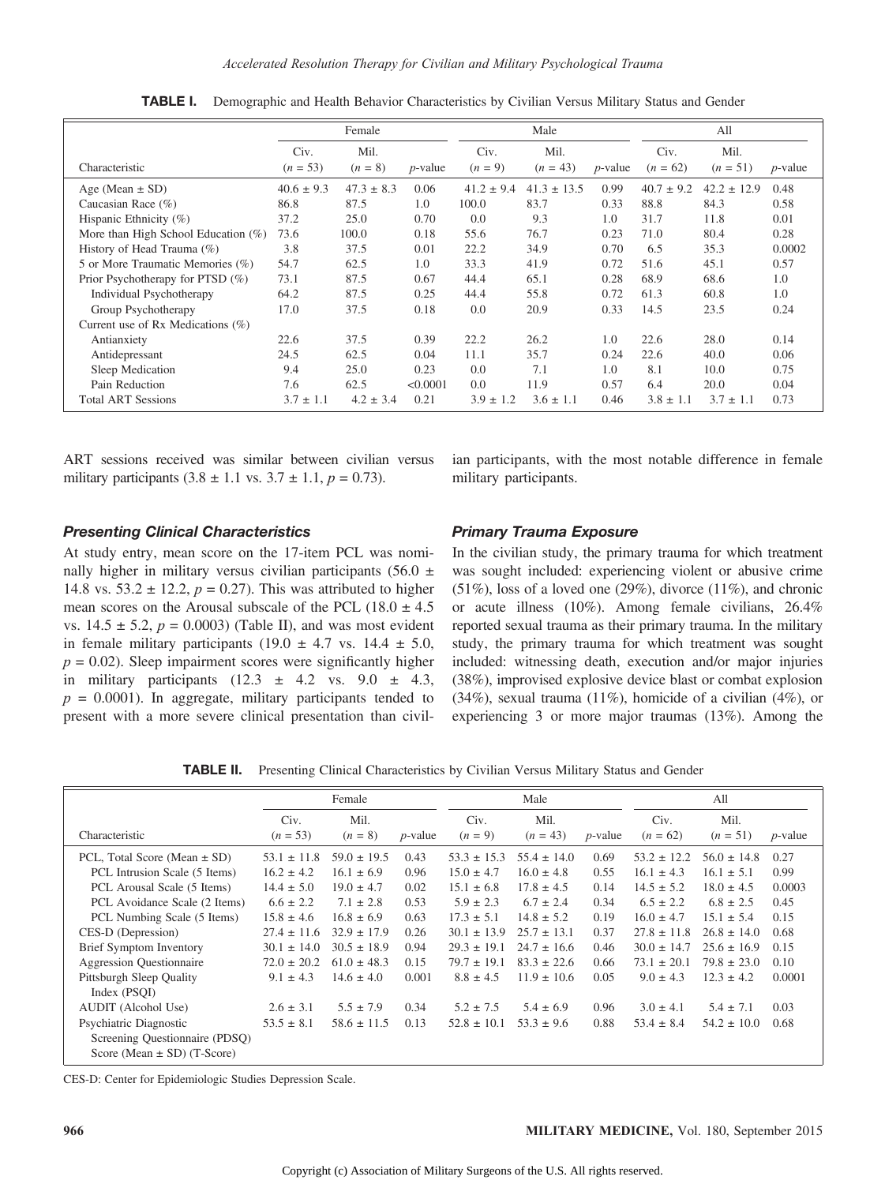**TABLE I.** Demographic and Health Behavior Characteristics by Civilian Versus Military Status and Gender

| | Female | | | Male | | | All | | |
|---|---|---|---|---|---|---|---|---|---|
| Characteristic | Civ. ($n$ = 53) | Mil. ($n$ = 8) | $p$-value | Civ. ($n$ = 9) | Mil. ($n$ = 43) | $p$-value | Civ. ($n$ = 62) | Mil. ($n$ = 51) | $p$-value |
| Age (Mean ± SD) | 40.6 ± 9.3 | 47.3 ± 8.3 | 0.06 | 41.2 ± 9.4 | 41.3 ± 13.5 | 0.99 | 40.7 ± 9.2 | 42.2 ± 12.9 | 0.48 |
| Caucasian Race (%) | 86.8 | 87.5 | 1.0 | 100.0 | 83.7 | 0.33 | 88.8 | 84.3 | 0.58 |
| Hispanic Ethnicity (%) | 37.2 | 25.0 | 0.70 | 0.0 | 9.3 | 1.0 | 31.7 | 11.8 | 0.01 |
| More than High School Education (%) | 73.6 | 100.0 | 0.18 | 55.6 | 76.7 | 0.23 | 71.0 | 80.4 | 0.28 |
| History of Head Trauma (%) | 3.8 | 37.5 | 0.01 | 22.2 | 34.9 | 0.70 | 6.5 | 35.3 | 0.0002 |
| 5 or More Traumatic Memories (%) | 54.7 | 62.5 | 1.0 | 33.3 | 41.9 | 0.72 | 51.6 | 45.1 | 0.57 |
| Prior Psychotherapy for PTSD (%) | 73.1 | 87.5 | 0.67 | 44.4 | 65.1 | 0.28 | 68.9 | 68.6 | 1.0 |
| Individual Psychotherapy | 64.2 | 87.5 | 0.25 | 44.4 | 55.8 | 0.72 | 61.3 | 60.8 | 1.0 |
| Group Psychotherapy | 17.0 | 37.5 | 0.18 | 0.0 | 20.9 | 0.33 | 14.5 | 23.5 | 0.24 |
| Current use of Rx Medications (%) | | | | | | | | | |
| Antianxiety | 22.6 | 37.5 | 0.39 | 22.2 | 26.2 | 1.0 | 22.6 | 28.0 | 0.14 |
| Antidepressant | 24.5 | 62.5 | 0.04 | 11.1 | 35.7 | 0.24 | 22.6 | 40.0 | 0.06 |
| Sleep Medication | 9.4 | 25.0 | 0.23 | 0.0 | 7.1 | 1.0 | 8.1 | 10.0 | 0.75 |
| Pain Reduction | 7.6 | 62.5 | <0.0001 | 0.0 | 11.9 | 0.57 | 6.4 | 20.0 | 0.04 |
| Total ART Sessions | 3.7 ± 1.1 | 4.2 ± 3.4 | 0.21 | 3.9 ± 1.2 | 3.6 ± 1.1 | 0.46 | 3.8 ± 1.1 | 3.7 ± 1.1 | 0.73 |

ART sessions received was similar between civilian versus military participants (3.8 ± 1.1 vs. 3.7 ± 1.1, $p$ = 0.73).

### Presenting Clinical Characteristics

At study entry, mean score on the 17-item PCL was nominally higher in military versus civilian participants (56.0 ± 14.8 vs. 53.2 ± 12.2, $p$ = 0.27). This was attributed to higher mean scores on the Arousal subscale of the PCL (18.0 ± 4.5 vs. 14.5 ± 5.2, $p$ = 0.0003) (Table II), and was most evident in female military participants (19.0 ± 4.7 vs. 14.4 ± 5.0, $p$ = 0.02). Sleep impairment scores were significantly higher in military participants (12.3 ± 4.2 vs. 9.0 ± 4.3, $p$ = 0.0001). In aggregate, military participants tended to present with a more severe clinical presentation than civilian participants, with the most notable difference in female military participants.

### Primary Trauma Exposure

In the civilian study, the primary trauma for which treatment was sought included: experiencing violent or abusive crime (51%), loss of a loved one (29%), divorce (11%), and chronic or acute illness (10%). Among female civilians, 26.4% reported sexual trauma as their primary trauma. In the military study, the primary trauma for which treatment was sought included: witnessing death, execution and/or major injuries (38%), improvised explosive device blast or combat explosion (34%), sexual trauma (11%), homicide of a civilian (4%), or experiencing 3 or more major traumas (13%). Among the

**TABLE II.** Presenting Clinical Characteristics by Civilian Versus Military Status and Gender

| | Female | | | Male | | | All | | |
|---|---|---|---|---|---|---|---|---|---|
| Characteristic | Civ. ($n$ = 53) | Mil. ($n$ = 8) | $p$-value | Civ. ($n$ = 9) | Mil. ($n$ = 43) | $p$-value | Civ. ($n$ = 62) | Mil. ($n$ = 51) | $p$-value |
| PCL, Total Score (Mean ± SD) | 53.1 ± 11.8 | 59.0 ± 19.5 | 0.43 | 53.3 ± 15.3 | 55.4 ± 14.0 | 0.69 | 53.2 ± 12.2 | 56.0 ± 14.8 | 0.27 |
| PCL Intrusion Scale (5 Items) | 16.2 ± 4.2 | 16.1 ± 6.9 | 0.96 | 15.0 ± 4.7 | 16.0 ± 4.8 | 0.55 | 16.1 ± 4.3 | 16.1 ± 5.1 | 0.99 |
| PCL Arousal Scale (5 Items) | 14.4 ± 5.0 | 19.0 ± 4.7 | 0.02 | 15.1 ± 6.8 | 17.8 ± 4.5 | 0.14 | 14.5 ± 5.2 | 18.0 ± 4.5 | 0.0003 |
| PCL Avoidance Scale (2 Items) | 6.6 ± 2.2 | 7.1 ± 2.8 | 0.53 | 5.9 ± 2.3 | 6.7 ± 2.4 | 0.34 | 6.5 ± 2.2 | 6.8 ± 2.5 | 0.45 |
| PCL Numbing Scale (5 Items) | 15.8 ± 4.6 | 16.8 ± 6.9 | 0.63 | 17.3 ± 5.1 | 14.8 ± 5.2 | 0.19 | 16.0 ± 4.7 | 15.1 ± 5.4 | 0.15 |
| CES-D (Depression) | 27.4 ± 11.6 | 32.9 ± 17.9 | 0.26 | 30.1 ± 13.9 | 25.7 ± 13.1 | 0.37 | 27.8 ± 11.8 | 26.8 ± 14.0 | 0.68 |
| Brief Symptom Inventory | 30.1 ± 14.0 | 30.5 ± 18.9 | 0.94 | 29.3 ± 19.1 | 24.7 ± 16.6 | 0.46 | 30.0 ± 14.7 | 25.6 ± 16.9 | 0.15 |
| Aggression Questionnaire | 72.0 ± 20.2 | 61.0 ± 48.3 | 0.15 | 79.7 ± 19.1 | 83.3 ± 22.6 | 0.66 | 73.1 ± 20.1 | 79.8 ± 23.0 | 0.10 |
| Pittsburgh Sleep Quality Index (PSQI) | 9.1 ± 4.3 | 14.6 ± 4.0 | 0.001 | 8.8 ± 4.5 | 11.9 ± 10.6 | 0.05 | 9.0 ± 4.3 | 12.3 ± 4.2 | 0.0001 |
| AUDIT (Alcohol Use) | 2.6 ± 3.1 | 5.5 ± 7.9 | 0.34 | 5.2 ± 7.5 | 5.4 ± 6.9 | 0.96 | 3.0 ± 4.1 | 5.4 ± 7.1 | 0.03 |
| Psychiatric Diagnostic Screening Questionnaire (PDSQ) Score (Mean ± SD) (T-Score) | 53.5 ± 8.1 | 58.6 ± 11.5 | 0.13 | 52.8 ± 10.1 | 53.3 ± 9.6 | 0.88 | 53.4 ± 8.4 | 54.2 ± 10.0 | 0.68 |

CES-D: Center for Epidemiologic Studies Depression Scale.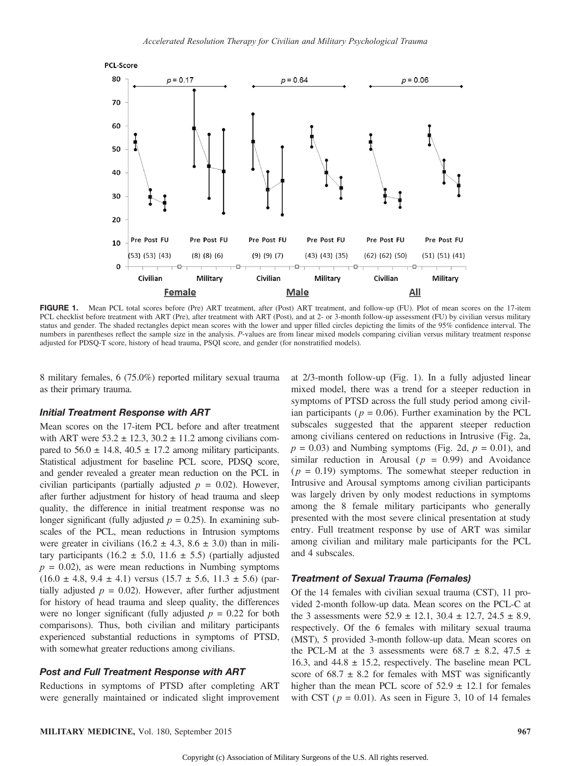**FIGURE 1.** Mean PCL total scores before (Pre) ART treatment, after (Post) ART treatment, and follow-up (FU). Plot of mean scores on the 17-item PCL checklist before treatment with ART (Pre), after treatment with ART (Post), and at 2- or 3-month follow-up assessment (FU) by civilian versus military status and gender. The shaded rectangles depict mean scores with the lower and upper filled circles depicting the limits of the 95% confidence interval. The numbers in parentheses reflect the sample size in the analysis. *P*-values are from linear mixed models comparing civilian versus military treatment response adjusted for PDSQ-T score, history of head trauma, PSQI score, and gender (for nonstratified models).

8 military females, 6 (75.0%) reported military sexual trauma as their primary trauma.

### Initial Treatment Response with ART

Mean scores on the 17-item PCL before and after treatment with ART were 53.2 ± 12.3, 30.2 ± 11.2 among civilians compared to 56.0 ± 14.8, 40.5 ± 17.2 among military participants. Statistical adjustment for baseline PCL score, PDSQ score, and gender revealed a greater mean reduction on the PCL in civilian participants (partially adjusted $p = 0.02$). However, after further adjustment for history of head trauma and sleep quality, the difference in initial treatment response was no longer significant (fully adjusted $p = 0.25$). In examining subscales of the PCL, mean reductions in Intrusion symptoms were greater in civilians (16.2 ± 4.3, 8.6 ± 3.0) than in military participants (16.2 ± 5.0, 11.6 ± 5.5) (partially adjusted $p = 0.02$), as were mean reductions in Numbing symptoms (16.0 ± 4.8, 9.4 ± 4.1) versus (15.7 ± 5.6, 11.3 ± 5.6) (partially adjusted $p = 0.02$). However, after further adjustment for history of head trauma and sleep quality, the differences were no longer significant (fully adjusted $p = 0.22$ for both comparisons). Thus, both civilian and military participants experienced substantial reductions in symptoms of PTSD, with somewhat greater reductions among civilians.

### Post and Full Treatment Response with ART

Reductions in symptoms of PTSD after completing ART were generally maintained or indicated slight improvement at 2/3-month follow-up (Fig. 1). In a fully adjusted linear mixed model, there was a trend for a steeper reduction in symptoms of PTSD across the full study period among civilian participants ($p = 0.06$). Further examination by the PCL subscales suggested that the apparent steeper reduction among civilians centered on reductions in Intrusive (Fig. 2a, $p = 0.03$) and Numbing symptoms (Fig. 2d, $p = 0.01$), and similar reduction in Arousal ($p = 0.99$) and Avoidance ($p = 0.19$) symptoms. The somewhat steeper reduction in Intrusive and Arousal symptoms among civilian participants was largely driven by only modest reductions in symptoms among the 8 female military participants who generally presented with the most severe clinical presentation at study entry. Full treatment response by use of ART was similar among civilian and military male participants for the PCL and 4 subscales.

### Treatment of Sexual Trauma (Females)

Of the 14 females with civilian sexual trauma (CST), 11 provided 2-month follow-up data. Mean scores on the PCL-C at the 3 assessments were 52.9 ± 12.1, 30.4 ± 12.7, 24.5 ± 8.9, respectively. Of the 6 females with military sexual trauma (MST), 5 provided 3-month follow-up data. Mean scores on the PCL-M at the 3 assessments were 68.7 ± 8.2, 47.5 ± 16.3, and 44.8 ± 15.2, respectively. The baseline mean PCL score of 68.7 ± 8.2 for females with MST was significantly higher than the mean PCL score of 52.9 ± 12.1 for females with CST ($p = 0.01$). As seen in Figure 3, 10 of 14 females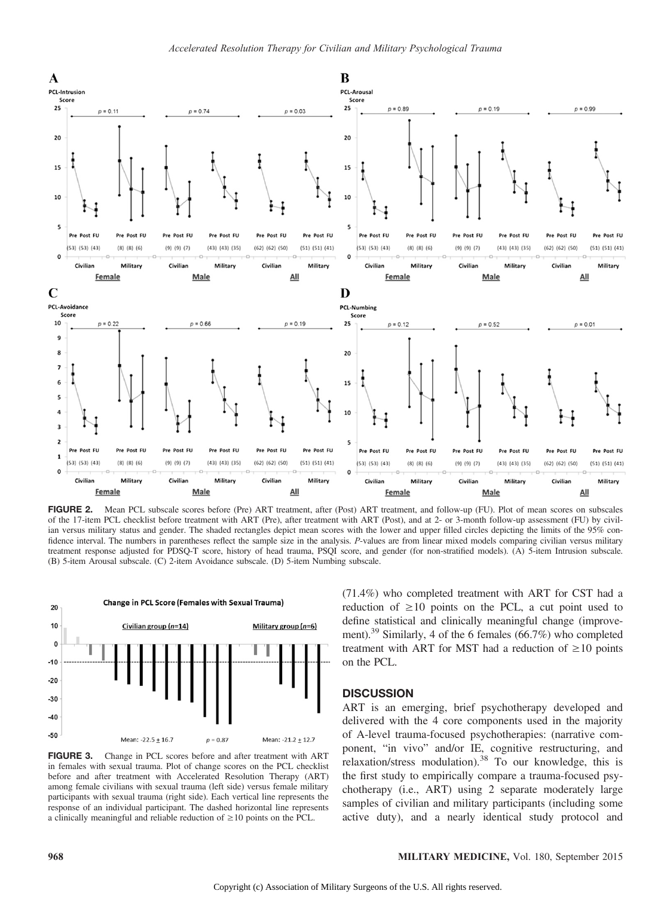FIGURE 2. Mean PCL subscale scores before (Pre) ART treatment, after (Post) ART treatment, and follow-up (FU). Plot of mean scores on subscales of the 17-item PCL checklist before treatment with ART (Pre), after treatment with ART (Post), and at 2- or 3-month follow-up assessment (FU) by civilian versus military status and gender. The shaded rectangles depict mean scores with the lower and upper filled circles depicting the limits of the 95% confidence interval. The numbers in parentheses reflect the sample size in the analysis. P-values are from linear mixed models comparing civilian versus military treatment response adjusted for PDSQ-T score, history of head trauma, PSQI score, and gender (for non-stratified models). (A) 5-item Intrusion subscale. (B) 5-item Arousal subscale. (C) 2-item Avoidance subscale. (D) 5-item Numbing subscale.

FIGURE 3. Change in PCL scores before and after treatment with ART in females with sexual trauma. Plot of change scores on the PCL checklist before and after treatment with Accelerated Resolution Therapy (ART) among female civilians with sexual trauma (left side) versus female military participants with sexual trauma (right side). Each vertical line represents the response of an individual participant. The dashed horizontal line represents a clinically meaningful and reliable reduction of ≥10 points on the PCL.

(71.4%) who completed treatment with ART for CST had a reduction of ≥10 points on the PCL, a cut point used to define statistical and clinically meaningful change (improvement).[39] Similarly, 4 of the 6 females (66.7%) who completed treatment with ART for MST had a reduction of ≥10 points on the PCL.

## DISCUSSION

ART is an emerging, brief psychotherapy developed and delivered with the 4 core components used in the majority of A-level trauma-focused psychotherapies: (narrative component, "in vivo" and/or IE, cognitive restructuring, and relaxation/stress modulation).[38] To our knowledge, this is the first study to empirically compare a trauma-focused psychotherapy (i.e., ART) using 2 separate moderately large samples of civilian and military participants (including some active duty), and a nearly identical study protocol and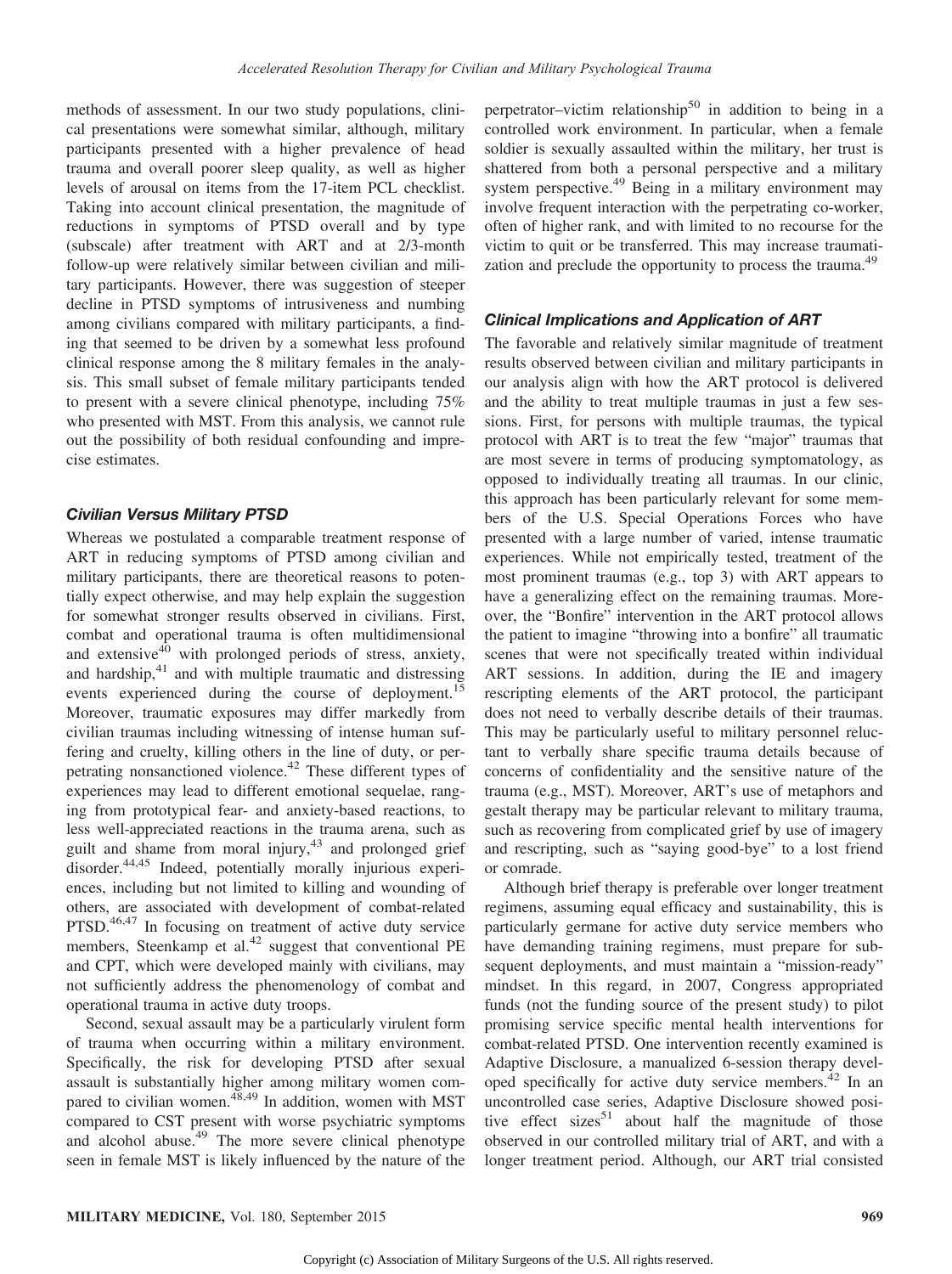methods of assessment. In our two study populations, clinical presentations were somewhat similar, although, military participants presented with a higher prevalence of head trauma and overall poorer sleep quality, as well as higher levels of arousal on items from the 17-item PCL checklist. Taking into account clinical presentation, the magnitude of reductions in symptoms of PTSD overall and by type (subscale) after treatment with ART and at 2/3-month follow-up were relatively similar between civilian and military participants. However, there was suggestion of steeper decline in PTSD symptoms of intrusiveness and numbing among civilians compared with military participants, a finding that seemed to be driven by a somewhat less profound clinical response among the 8 military females in the analysis. This small subset of female military participants tended to present with a severe clinical phenotype, including 75% who presented with MST. From this analysis, we cannot rule out the possibility of both residual confounding and imprecise estimates.

### Civilian Versus Military PTSD

Whereas we postulated a comparable treatment response of ART in reducing symptoms of PTSD among civilian and military participants, there are theoretical reasons to potentially expect otherwise, and may help explain the suggestion for somewhat stronger results observed in civilians. First, combat and operational trauma is often multidimensional and extensive[40] with prolonged periods of stress, anxiety, and hardship,[41] and with multiple traumatic and distressing events experienced during the course of deployment.[15] Moreover, traumatic exposures may differ markedly from civilian traumas including witnessing of intense human suffering and cruelty, killing others in the line of duty, or perpetrating nonsanctioned violence.[42] These different types of experiences may lead to different emotional sequelae, ranging from prototypical fear- and anxiety-based reactions, to less well-appreciated reactions in the trauma arena, such as guilt and shame from moral injury,[43] and prolonged grief disorder.[44,45] Indeed, potentially morally injurious experiences, including but not limited to killing and wounding of others, are associated with development of combat-related PTSD.[46,47] In focusing on treatment of active duty service members, Steenkamp et al.[42] suggest that conventional PE and CPT, which were developed mainly with civilians, may not sufficiently address the phenomenology of combat and operational trauma in active duty troops.

Second, sexual assault may be a particularly virulent form of trauma when occurring within a military environment. Specifically, the risk for developing PTSD after sexual assault is substantially higher among military women compared to civilian women.[48,49] In addition, women with MST compared to CST present with worse psychiatric symptoms and alcohol abuse.[49] The more severe clinical phenotype seen in female MST is likely influenced by the nature of the perpetrator–victim relationship[50] in addition to being in a controlled work environment. In particular, when a female soldier is sexually assaulted within the military, her trust is shattered from both a personal perspective and a military system perspective.[49] Being in a military environment may involve frequent interaction with the perpetrating co-worker, often of higher rank, and with limited to no recourse for the victim to quit or be transferred. This may increase traumatization and preclude the opportunity to process the trauma.[49]

### Clinical Implications and Application of ART

The favorable and relatively similar magnitude of treatment results observed between civilian and military participants in our analysis align with how the ART protocol is delivered and the ability to treat multiple traumas in just a few sessions. First, for persons with multiple traumas, the typical protocol with ART is to treat the few "major" traumas that are most severe in terms of producing symptomatology, as opposed to individually treating all traumas. In our clinic, this approach has been particularly relevant for some members of the U.S. Special Operations Forces who have presented with a large number of varied, intense traumatic experiences. While not empirically tested, treatment of the most prominent traumas (e.g., top 3) with ART appears to have a generalizing effect on the remaining traumas. Moreover, the "Bonfire" intervention in the ART protocol allows the patient to imagine "throwing into a bonfire" all traumatic scenes that were not specifically treated within individual ART sessions. In addition, during the IE and imagery rescripting elements of the ART protocol, the participant does not need to verbally describe details of their traumas. This may be particularly useful to military personnel reluctant to verbally share specific trauma details because of concerns of confidentiality and the sensitive nature of the trauma (e.g., MST). Moreover, ART's use of metaphors and gestalt therapy may be particular relevant to military trauma, such as recovering from complicated grief by use of imagery and rescripting, such as "saying good-bye" to a lost friend or comrade.

Although brief therapy is preferable over longer treatment regimens, assuming equal efficacy and sustainability, this is particularly germane for active duty service members who have demanding training regimens, must prepare for subsequent deployments, and must maintain a "mission-ready" mindset. In this regard, in 2007, Congress appropriated funds (not the funding source of the present study) to pilot promising service specific mental health interventions for combat-related PTSD. One intervention recently examined is Adaptive Disclosure, a manualized 6-session therapy developed specifically for active duty service members.[42] In an uncontrolled case series, Adaptive Disclosure showed positive effect sizes[51] about half the magnitude of those observed in our controlled military trial of ART, and with a longer treatment period. Although, our ART trial consisted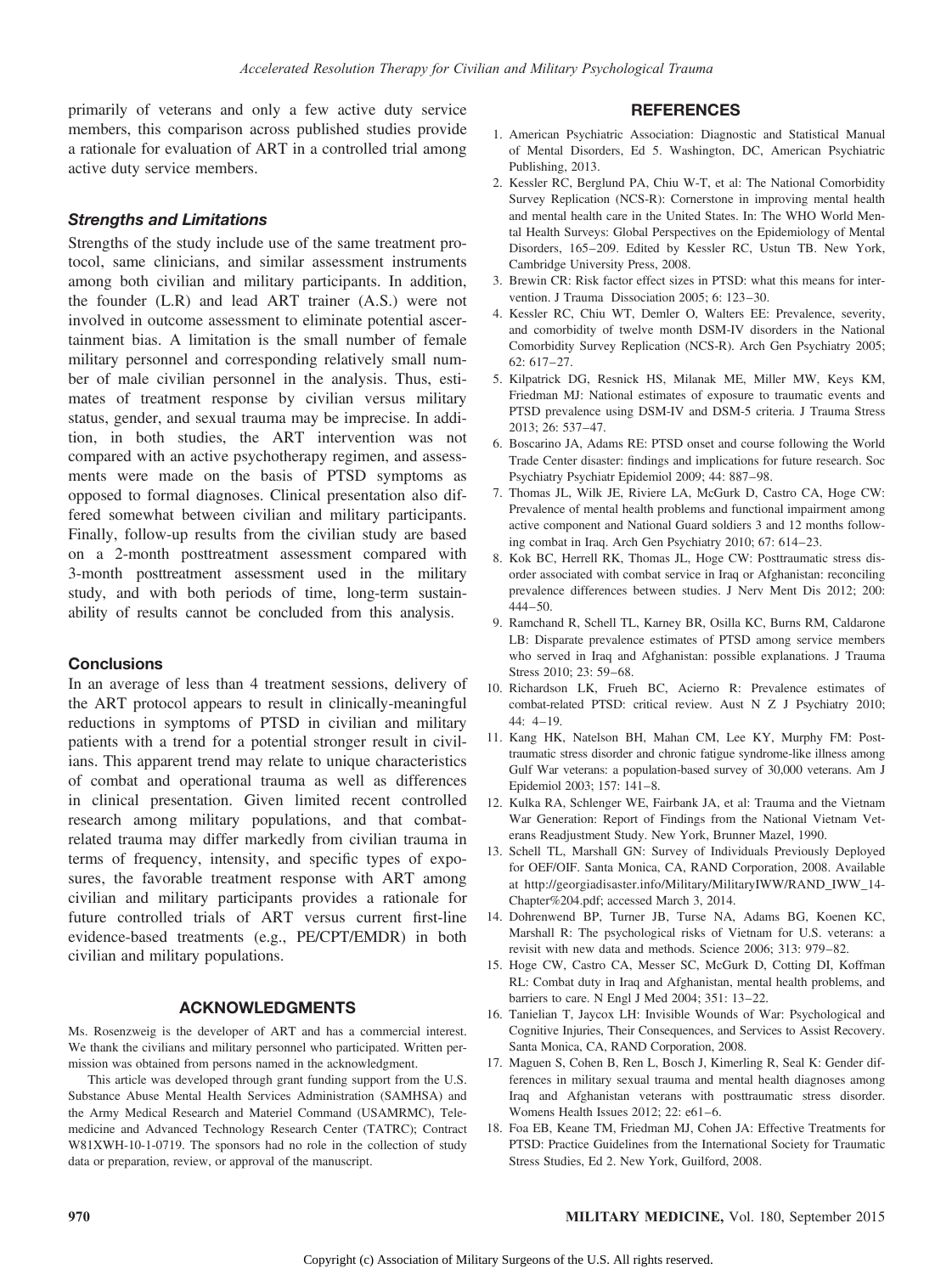primarily of veterans and only a few active duty service members, this comparison across published studies provide a rationale for evaluation of ART in a controlled trial among active duty service members.

### *Strengths and Limitations*

Strengths of the study include use of the same treatment protocol, same clinicians, and similar assessment instruments among both civilian and military participants. In addition, the founder (L.R) and lead ART trainer (A.S.) were not involved in outcome assessment to eliminate potential ascertainment bias. A limitation is the small number of female military personnel and corresponding relatively small number of male civilian personnel in the analysis. Thus, estimates of treatment response by civilian versus military status, gender, and sexual trauma may be imprecise. In addition, in both studies, the ART intervention was not compared with an active psychotherapy regimen, and assessments were made on the basis of PTSD symptoms as opposed to formal diagnoses. Clinical presentation also differed somewhat between civilian and military participants. Finally, follow-up results from the civilian study are based on a 2-month posttreatment assessment compared with 3-month posttreatment assessment used in the military study, and with both periods of time, long-term sustainability of results cannot be concluded from this analysis.

### Conclusions

In an average of less than 4 treatment sessions, delivery of the ART protocol appears to result in clinically-meaningful reductions in symptoms of PTSD in civilian and military patients with a trend for a potential stronger result in civilians. This apparent trend may relate to unique characteristics of combat and operational trauma as well as differences in clinical presentation. Given limited recent controlled research among military populations, and that combat-related trauma may differ markedly from civilian trauma in terms of frequency, intensity, and specific types of exposures, the favorable treatment response with ART among civilian and military participants provides a rationale for future controlled trials of ART versus current first-line evidence-based treatments (e.g., PE/CPT/EMDR) in both civilian and military populations.

## ACKNOWLEDGMENTS

Ms. Rosenzweig is the developer of ART and has a commercial interest. We thank the civilians and military personnel who participated. Written permission was obtained from persons named in the acknowledgment.

This article was developed through grant funding support from the U.S. Substance Abuse Mental Health Services Administration (SAMHSA) and the Army Medical Research and Materiel Command (USAMRMC), Telemedicine and Advanced Technology Research Center (TATRC); Contract W81XWH-10-1-0719. The sponsors had no role in the collection of study data or preparation, review, or approval of the manuscript.

## REFERENCES

1. American Psychiatric Association: Diagnostic and Statistical Manual of Mental Disorders, Ed 5. Washington, DC, American Psychiatric Publishing, 2013.
2. Kessler RC, Berglund PA, Chiu W-T, et al: The National Comorbidity Survey Replication (NCS-R): Cornerstone in improving mental health and mental health care in the United States. In: The WHO World Mental Health Surveys: Global Perspectives on the Epidemiology of Mental Disorders, 165–209. Edited by Kessler RC, Ustun TB. New York, Cambridge University Press, 2008.
3. Brewin CR: Risk factor effect sizes in PTSD: what this means for intervention. J Trauma Dissociation 2005; 6: 123–30.
4. Kessler RC, Chiu WT, Demler O, Walters EE: Prevalence, severity, and comorbidity of twelve month DSM-IV disorders in the National Comorbidity Survey Replication (NCS-R). Arch Gen Psychiatry 2005; 62: 617–27.
5. Kilpatrick DG, Resnick HS, Milanak ME, Miller MW, Keys KM, Friedman MJ: National estimates of exposure to traumatic events and PTSD prevalence using DSM-IV and DSM-5 criteria. J Trauma Stress 2013; 26: 537–47.
6. Boscarino JA, Adams RE: PTSD onset and course following the World Trade Center disaster: findings and implications for future research. Soc Psychiatry Psychiatr Epidemiol 2009; 44: 887–98.
7. Thomas JL, Wilk JE, Riviere LA, McGurk D, Castro CA, Hoge CW: Prevalence of mental health problems and functional impairment among active component and National Guard soldiers 3 and 12 months following combat in Iraq. Arch Gen Psychiatry 2010; 67: 614–23.
8. Kok BC, Herrell RK, Thomas JL, Hoge CW: Posttraumatic stress disorder associated with combat service in Iraq or Afghanistan: reconciling prevalence differences between studies. J Nerv Ment Dis 2012; 200: 444–50.
9. Ramchand R, Schell TL, Karney BR, Osilla KC, Burns RM, Caldarone LB: Disparate prevalence estimates of PTSD among service members who served in Iraq and Afghanistan: possible explanations. J Trauma Stress 2010; 23: 59–68.
10. Richardson LK, Frueh BC, Acierno R: Prevalence estimates of combat-related PTSD: critical review. Aust N Z J Psychiatry 2010; 44: 4–19.
11. Kang HK, Natelson BH, Mahan CM, Lee KY, Murphy FM: Post-traumatic stress disorder and chronic fatigue syndrome-like illness among Gulf War veterans: a population-based survey of 30,000 veterans. Am J Epidemiol 2003; 157: 141–8.
12. Kulka RA, Schlenger WE, Fairbank JA, et al: Trauma and the Vietnam War Generation: Report of Findings from the National Vietnam Veterans Readjustment Study. New York, Brunner Mazel, 1990.
13. Schell TL, Marshall GN: Survey of Individuals Previously Deployed for OEF/OIF. Santa Monica, CA, RAND Corporation, 2008. Available at http://georgiadisaster.info/Military/MilitaryIWW/RAND_IWW_14-Chapter%204.pdf; accessed March 3, 2014.
14. Dohrenwend BP, Turner JB, Turse NA, Adams BG, Koenen KC, Marshall R: The psychological risks of Vietnam for U.S. veterans: a revisit with new data and methods. Science 2006; 313: 979–82.
15. Hoge CW, Castro CA, Messer SC, McGurk D, Cotting DI, Koffman RL: Combat duty in Iraq and Afghanistan, mental health problems, and barriers to care. N Engl J Med 2004; 351: 13–22.
16. Tanielian T, Jaycox LH: Invisible Wounds of War: Psychological and Cognitive Injuries, Their Consequences, and Services to Assist Recovery. Santa Monica, CA, RAND Corporation, 2008.
17. Maguen S, Cohen B, Ren L, Bosch J, Kimerling R, Seal K: Gender differences in military sexual trauma and mental health diagnoses among Iraq and Afghanistan veterans with posttraumatic stress disorder. Womens Health Issues 2012; 22: e61–6.
18. Foa EB, Keane TM, Friedman MJ, Cohen JA: Effective Treatments for PTSD: Practice Guidelines from the International Society for Traumatic Stress Studies, Ed 2. New York, Guilford, 2008.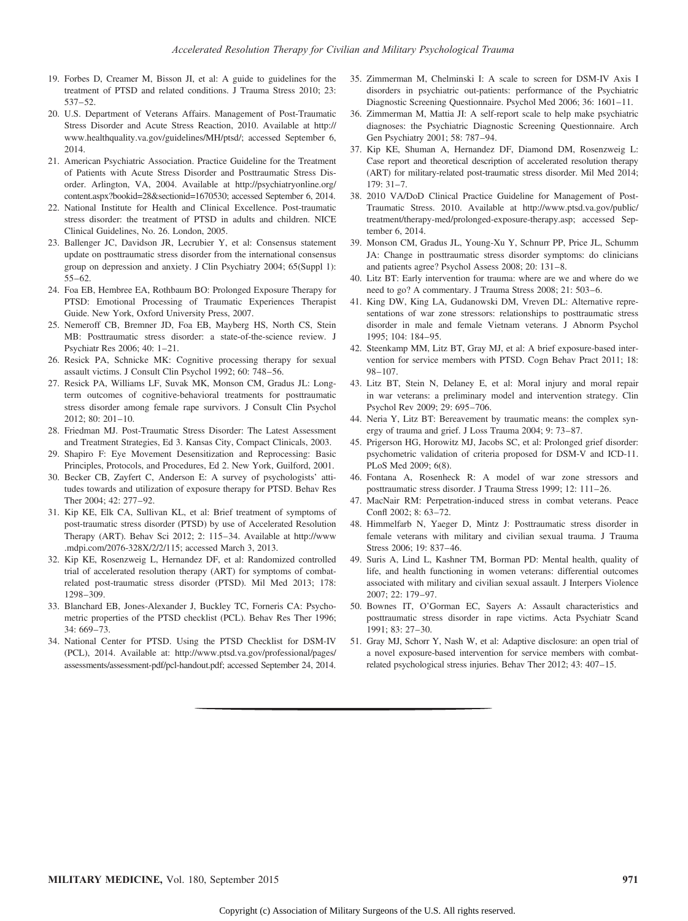19. Forbes D, Creamer M, Bisson JI, et al: A guide to guidelines for the treatment of PTSD and related conditions. J Trauma Stress 2010; 23: 537–52.
20. U.S. Department of Veterans Affairs. Management of Post-Traumatic Stress Disorder and Acute Stress Reaction, 2010. Available at http://www.healthquality.va.gov/guidelines/MH/ptsd/; accessed September 6, 2014.
21. American Psychiatric Association. Practice Guideline for the Treatment of Patients with Acute Stress Disorder and Posttraumatic Stress Disorder. Arlington, VA, 2004. Available at http://psychiatryonline.org/content.aspx?bookid=28&sectionid=1670530; accessed September 6, 2014.
22. National Institute for Health and Clinical Excellence. Post-traumatic stress disorder: the treatment of PTSD in adults and children. NICE Clinical Guidelines, No. 26. London, 2005.
23. Ballenger JC, Davidson JR, Lecrubier Y, et al: Consensus statement update on posttraumatic stress disorder from the international consensus group on depression and anxiety. J Clin Psychiatry 2004; 65(Suppl 1): 55–62.
24. Foa EB, Hembree EA, Rothbaum BO: Prolonged Exposure Therapy for PTSD: Emotional Processing of Traumatic Experiences Therapist Guide. New York, Oxford University Press, 2007.
25. Nemeroff CB, Bremner JD, Foa EB, Mayberg HS, North CS, Stein MB: Posttraumatic stress disorder: a state-of-the-science review. J Psychiatr Res 2006; 40: 1–21.
26. Resick PA, Schnicke MK: Cognitive processing therapy for sexual assault victims. J Consult Clin Psychol 1992; 60: 748–56.
27. Resick PA, Williams LF, Suvak MK, Monson CM, Gradus JL: Long-term outcomes of cognitive-behavioral treatments for posttraumatic stress disorder among female rape survivors. J Consult Clin Psychol 2012; 80: 201–10.
28. Friedman MJ. Post-Traumatic Stress Disorder: The Latest Assessment and Treatment Strategies, Ed 3. Kansas City, Compact Clinicals, 2003.
29. Shapiro F: Eye Movement Desensitization and Reprocessing: Basic Principles, Protocols, and Procedures, Ed 2. New York, Guilford, 2001.
30. Becker CB, Zayfert C, Anderson E: A survey of psychologists' attitudes towards and utilization of exposure therapy for PTSD. Behav Res Ther 2004; 42: 277–92.
31. Kip KE, Elk CA, Sullivan KL, et al: Brief treatment of symptoms of post-traumatic stress disorder (PTSD) by use of Accelerated Resolution Therapy (ART). Behav Sci 2012; 2: 115–34. Available at http://www.mdpi.com/2076-328X/2/2/115; accessed March 3, 2013.
32. Kip KE, Rosenzweig L, Hernandez DF, et al: Randomized controlled trial of accelerated resolution therapy (ART) for symptoms of combat-related post-traumatic stress disorder (PTSD). Mil Med 2013; 178: 1298–309.
33. Blanchard EB, Jones-Alexander J, Buckley TC, Forneris CA: Psychometric properties of the PTSD checklist (PCL). Behav Res Ther 1996; 34: 669–73.
34. National Center for PTSD. Using the PTSD Checklist for DSM-IV (PCL), 2014. Available at: http://www.ptsd.va.gov/professional/pages/assessments/assessment-pdf/pcl-handout.pdf; accessed September 24, 2014.
35. Zimmerman M, Chelminski I: A scale to screen for DSM-IV Axis I disorders in psychiatric out-patients: performance of the Psychiatric Diagnostic Screening Questionnaire. Psychol Med 2006; 36: 1601–11.
36. Zimmerman M, Mattia JI: A self-report scale to help make psychiatric diagnoses: the Psychiatric Diagnostic Screening Questionnaire. Arch Gen Psychiatry 2001; 58: 787–94.
37. Kip KE, Shuman A, Hernandez DF, Diamond DM, Rosenzweig L: Case report and theoretical description of accelerated resolution therapy (ART) for military-related post-traumatic stress disorder. Mil Med 2014; 179: 31–7.
38. 2010 VA/DoD Clinical Practice Guideline for Management of Post-Traumatic Stress. 2010. Available at http://www.ptsd.va.gov/public/treatment/therapy-med/prolonged-exposure-therapy.asp; accessed September 6, 2014.
39. Monson CM, Gradus JL, Young-Xu Y, Schnurr PP, Price JL, Schumm JA: Change in posttraumatic stress disorder symptoms: do clinicians and patients agree? Psychol Assess 2008; 20: 131–8.
40. Litz BT: Early intervention for trauma: where are we and where do we need to go? A commentary. J Trauma Stress 2008; 21: 503–6.
41. King DW, King LA, Gudanowski DM, Vreven DL: Alternative representations of war zone stressors: relationships to posttraumatic stress disorder in male and female Vietnam veterans. J Abnorm Psychol 1995; 104: 184–95.
42. Steenkamp MM, Litz BT, Gray MJ, et al: A brief exposure-based intervention for service members with PTSD. Cogn Behav Pract 2011; 18: 98–107.
43. Litz BT, Stein N, Delaney E, et al: Moral injury and moral repair in war veterans: a preliminary model and intervention strategy. Clin Psychol Rev 2009; 29: 695–706.
44. Neria Y, Litz BT: Bereavement by traumatic means: the complex synergy of trauma and grief. J Loss Trauma 2004; 9: 73–87.
45. Prigerson HG, Horowitz MJ, Jacobs SC, et al: Prolonged grief disorder: psychometric validation of criteria proposed for DSM-V and ICD-11. PLoS Med 2009; 6(8).
46. Fontana A, Rosenheck R: A model of war zone stressors and posttraumatic stress disorder. J Trauma Stress 1999; 12: 111–26.
47. MacNair RM: Perpetration-induced stress in combat veterans. Peace Confl 2002; 8: 63–72.
48. Himmelfarb N, Yaeger D, Mintz J: Posttraumatic stress disorder in female veterans with military and civilian sexual trauma. J Trauma Stress 2006; 19: 837–46.
49. Suris A, Lind L, Kashner TM, Borman PD: Mental health, quality of life, and health functioning in women veterans: differential outcomes associated with military and civilian sexual assault. J Interpers Violence 2007; 22: 179–97.
50. Bownes IT, O'Gorman EC, Sayers A: Assault characteristics and posttraumatic stress disorder in rape victims. Acta Psychiatr Scand 1991; 83: 27–30.
51. Gray MJ, Schorr Y, Nash W, et al: Adaptive disclosure: an open trial of a novel exposure-based intervention for service members with combat-related psychological stress injuries. Behav Ther 2012; 43: 407–15.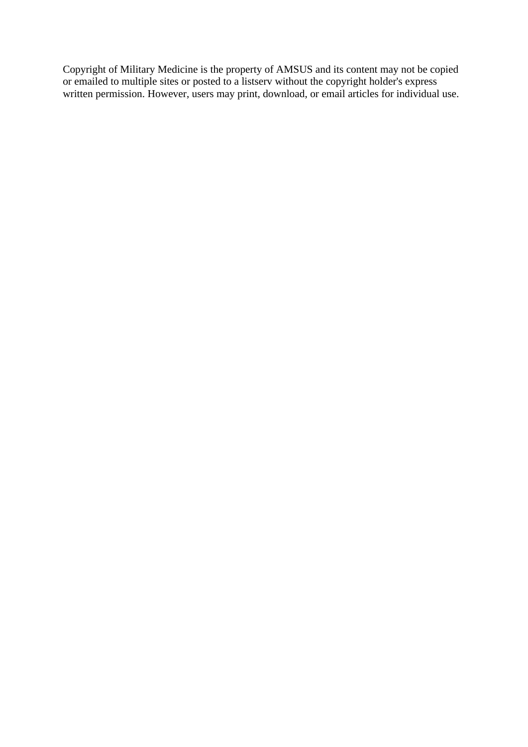Copyright of Military Medicine is the property of AMSUS and its content may not be copied or emailed to multiple sites or posted to a listserv without the copyright holder's express written permission. However, users may print, download, or email articles for individual use.